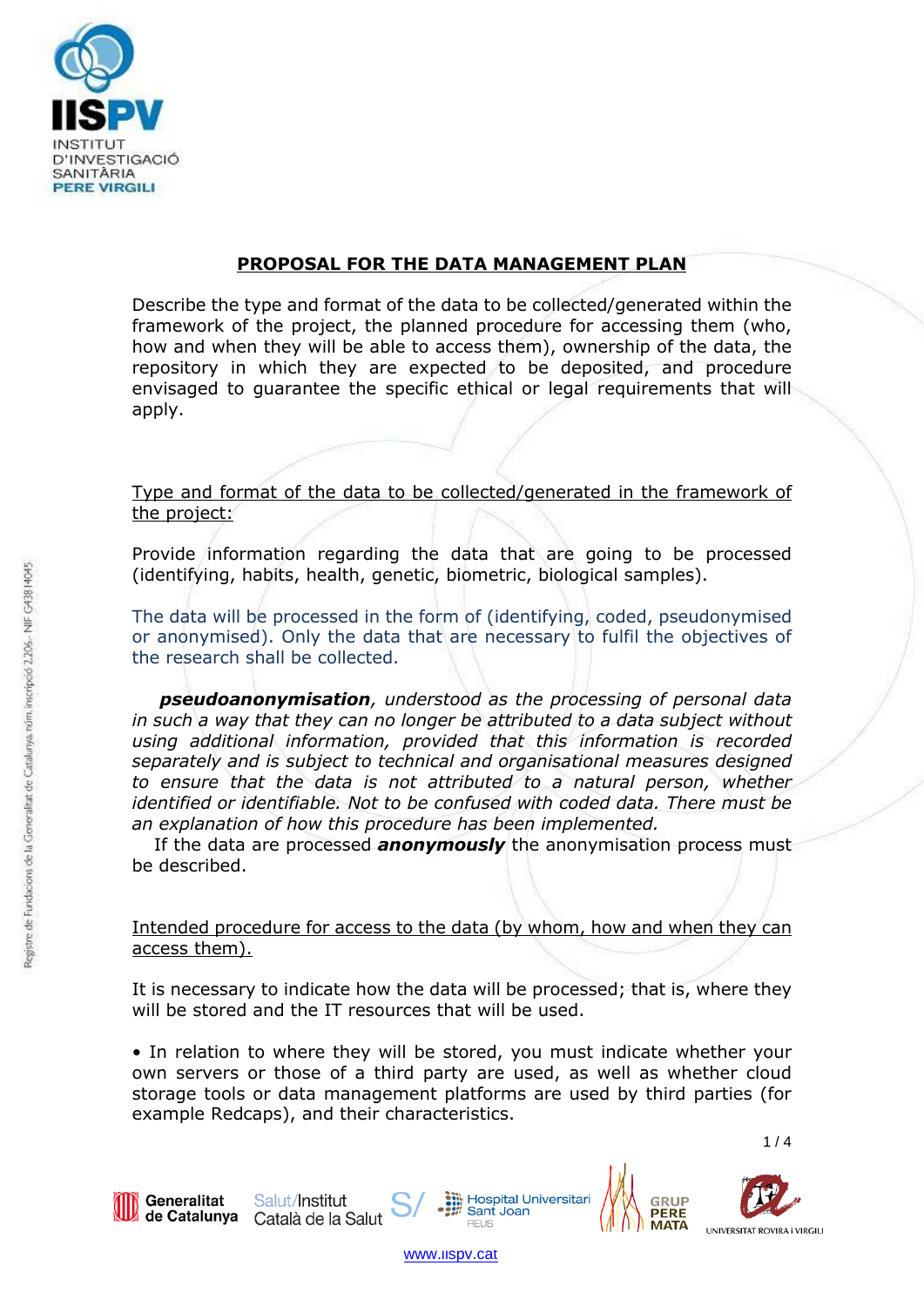# PROPOSAL FOR THE DATA MANAGEMENT PLAN

Describe the type and format of the data to be collected/generated within the framework of the project, the planned procedure for accessing them (who, how and when they will be able to access them), ownership of the data, the repository in which they are expected to be deposited, and procedure envisaged to guarantee the specific ethical or legal requirements that will apply.

## Type and format of the data to be collected/generated in the framework of the project:

Provide information regarding the data that are going to be processed (identifying, habits, health, genetic, biometric, biological samples).

The data will be processed in the form of (identifying, coded, pseudonymised or anonymised). Only the data that are necessary to fulfil the objectives of the research shall be collected.

***pseudoanonymisation****, understood as the processing of personal data in such a way that they can no longer be attributed to a data subject without using additional information, provided that this information is recorded separately and is subject to technical and organisational measures designed to ensure that the data is not attributed to a natural person, whether identified or identifiable. Not to be confused with coded data. There must be an explanation of how this procedure has been implemented.*

If the data are processed ***anonymously*** the anonymisation process must be described.

## Intended procedure for access to the data (by whom, how and when they can access them).

It is necessary to indicate how the data will be processed; that is, where they will be stored and the IT resources that will be used.

- In relation to where they will be stored, you must indicate whether your own servers or those of a third party are used, as well as whether cloud storage tools or data management platforms are used by third parties (for example Redcaps), and their characteristics.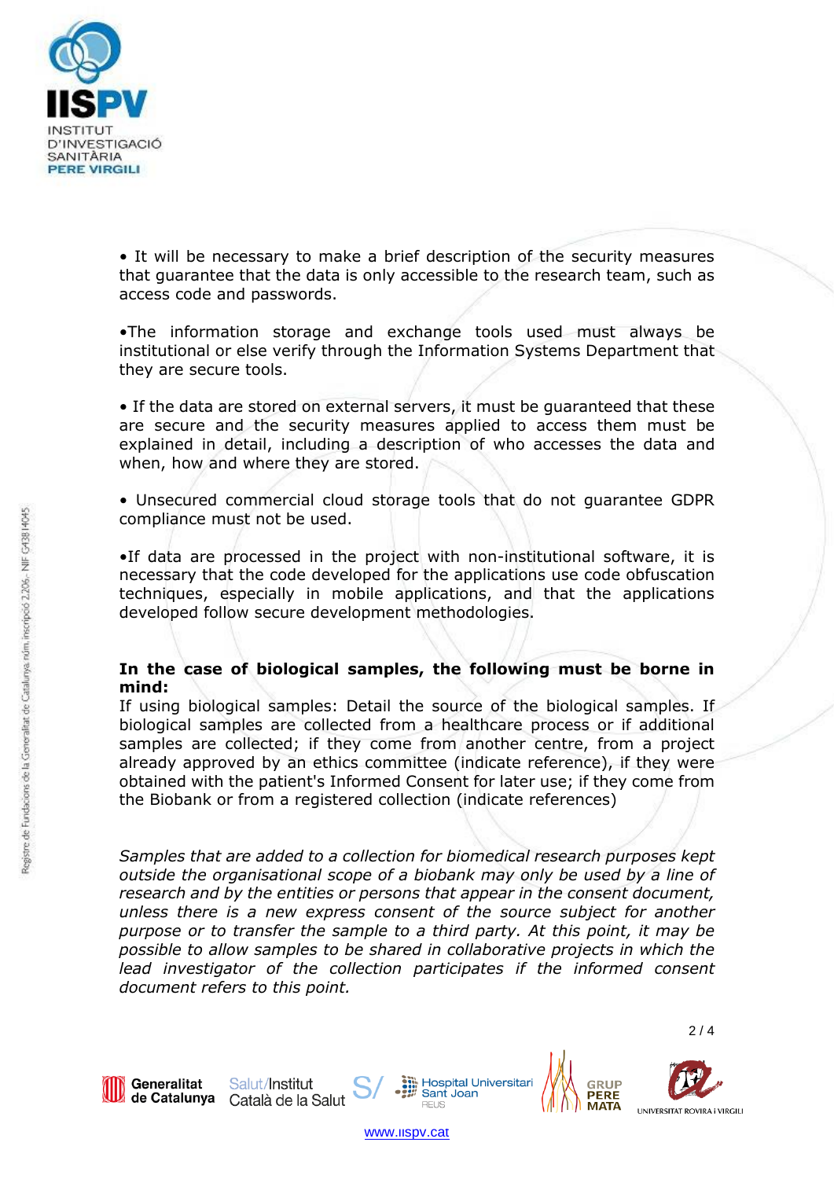- It will be necessary to make a brief description of the security measures that guarantee that the data is only accessible to the research team, such as access code and passwords.

- The information storage and exchange tools used must always be institutional or else verify through the Information Systems Department that they are secure tools.

- If the data are stored on external servers, it must be guaranteed that these are secure and the security measures applied to access them must be explained in detail, including a description of who accesses the data and when, how and where they are stored.

- Unsecured commercial cloud storage tools that do not guarantee GDPR compliance must not be used.

- If data are processed in the project with non-institutional software, it is necessary that the code developed for the applications use code obfuscation techniques, especially in mobile applications, and that the applications developed follow secure development methodologies.

**In the case of biological samples, the following must be borne in mind:**
If using biological samples: Detail the source of the biological samples. If biological samples are collected from a healthcare process or if additional samples are collected; if they come from another centre, from a project already approved by an ethics committee (indicate reference), if they were obtained with the patient's Informed Consent for later use; if they come from the Biobank or from a registered collection (indicate references)

*Samples that are added to a collection for biomedical research purposes kept outside the organisational scope of a biobank may only be used by a line of research and by the entities or persons that appear in the consent document, unless there is a new express consent of the source subject for another purpose or to transfer the sample to a third party. At this point, it may be possible to allow samples to be shared in collaborative projects in which the lead investigator of the collection participates if the informed consent document refers to this point.*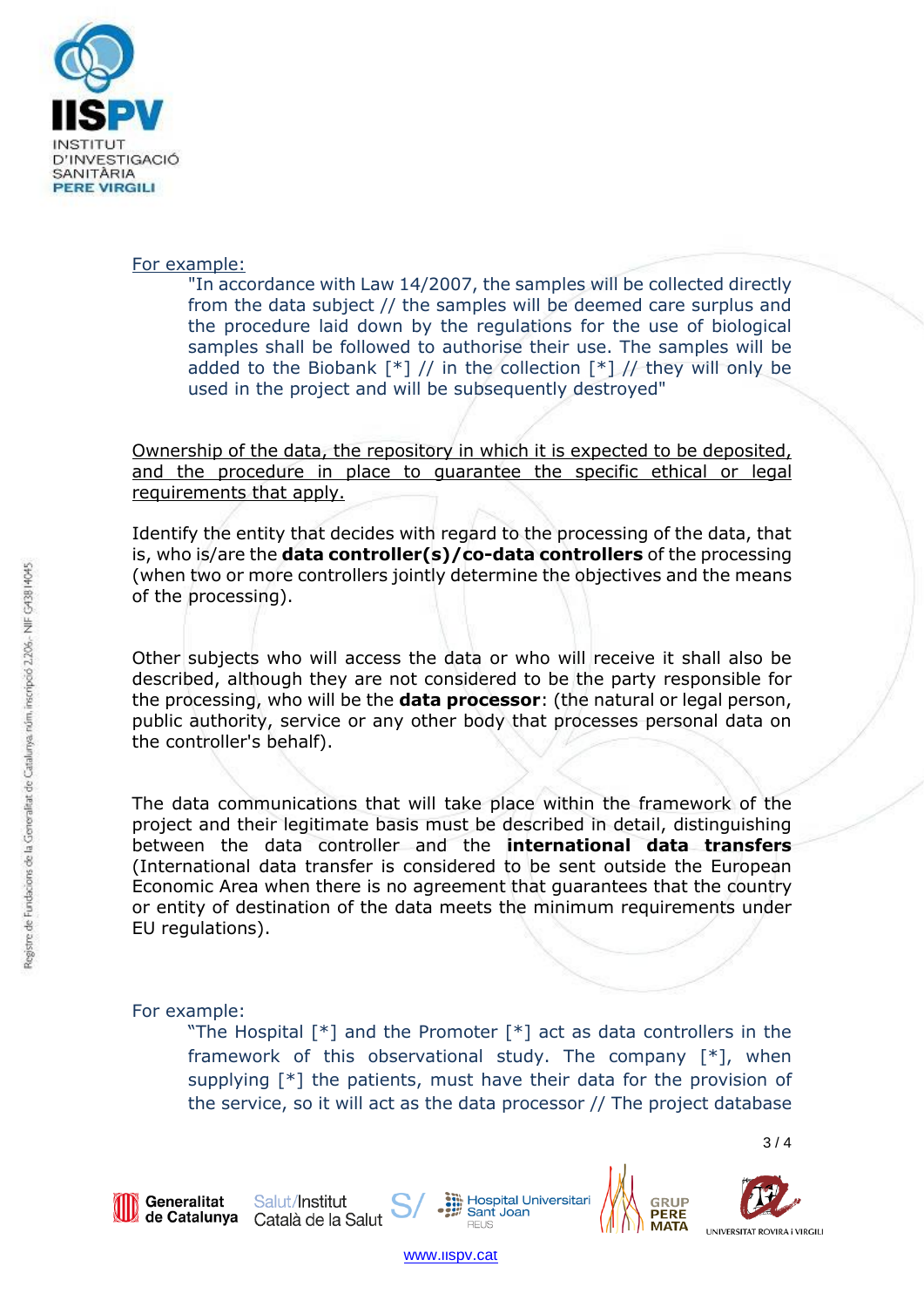For example:

> "In accordance with Law 14/2007, the samples will be collected directly from the data subject // the samples will be deemed care surplus and the procedure laid down by the regulations for the use of biological samples shall be followed to authorise their use. The samples will be added to the Biobank [*] // in the collection [*] // they will only be used in the project and will be subsequently destroyed"

Ownership of the data, the repository in which it is expected to be deposited, and the procedure in place to guarantee the specific ethical or legal requirements that apply.

Identify the entity that decides with regard to the processing of the data, that is, who is/are the **data controller(s)/co-data controllers** of the processing (when two or more controllers jointly determine the objectives and the means of the processing).

Other subjects who will access the data or who will receive it shall also be described, although they are not considered to be the party responsible for the processing, who will be the **data processor**: (the natural or legal person, public authority, service or any other body that processes personal data on the controller's behalf).

The data communications that will take place within the framework of the project and their legitimate basis must be described in detail, distinguishing between the data controller and the **international data transfers** (International data transfer is considered to be sent outside the European Economic Area when there is no agreement that guarantees that the country or entity of destination of the data meets the minimum requirements under EU regulations).

For example:

> "The Hospital [*] and the Promoter [*] act as data controllers in the framework of this observational study. The company [*], when supplying [*] the patients, must have their data for the provision of the service, so it will act as the data processor // The project database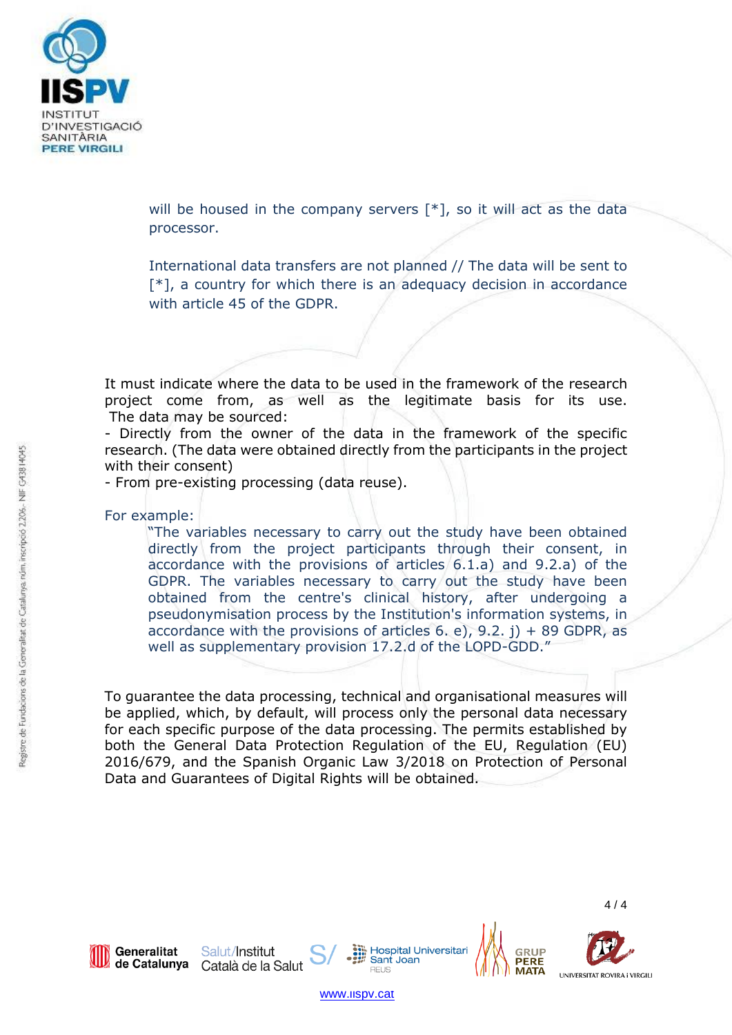will be housed in the company servers [*], so it will act as the data processor.

International data transfers are not planned // The data will be sent to [*], a country for which there is an adequacy decision in accordance with article 45 of the GDPR.

It must indicate where the data to be used in the framework of the research project come from, as well as the legitimate basis for its use. The data may be sourced:

- Directly from the owner of the data in the framework of the specific research. (The data were obtained directly from the participants in the project with their consent)
- From pre-existing processing (data reuse).

For example:

"The variables necessary to carry out the study have been obtained directly from the project participants through their consent, in accordance with the provisions of articles 6.1.a) and 9.2.a) of the GDPR. The variables necessary to carry out the study have been obtained from the centre's clinical history, after undergoing a pseudonymisation process by the Institution's information systems, in accordance with the provisions of articles 6. e), 9.2. j) + 89 GDPR, as well as supplementary provision 17.2.d of the LOPD-GDD."

To guarantee the data processing, technical and organisational measures will be applied, which, by default, will process only the personal data necessary for each specific purpose of the data processing. The permits established by both the General Data Protection Regulation of the EU, Regulation (EU) 2016/679, and the Spanish Organic Law 3/2018 on Protection of Personal Data and Guarantees of Digital Rights will be obtained.